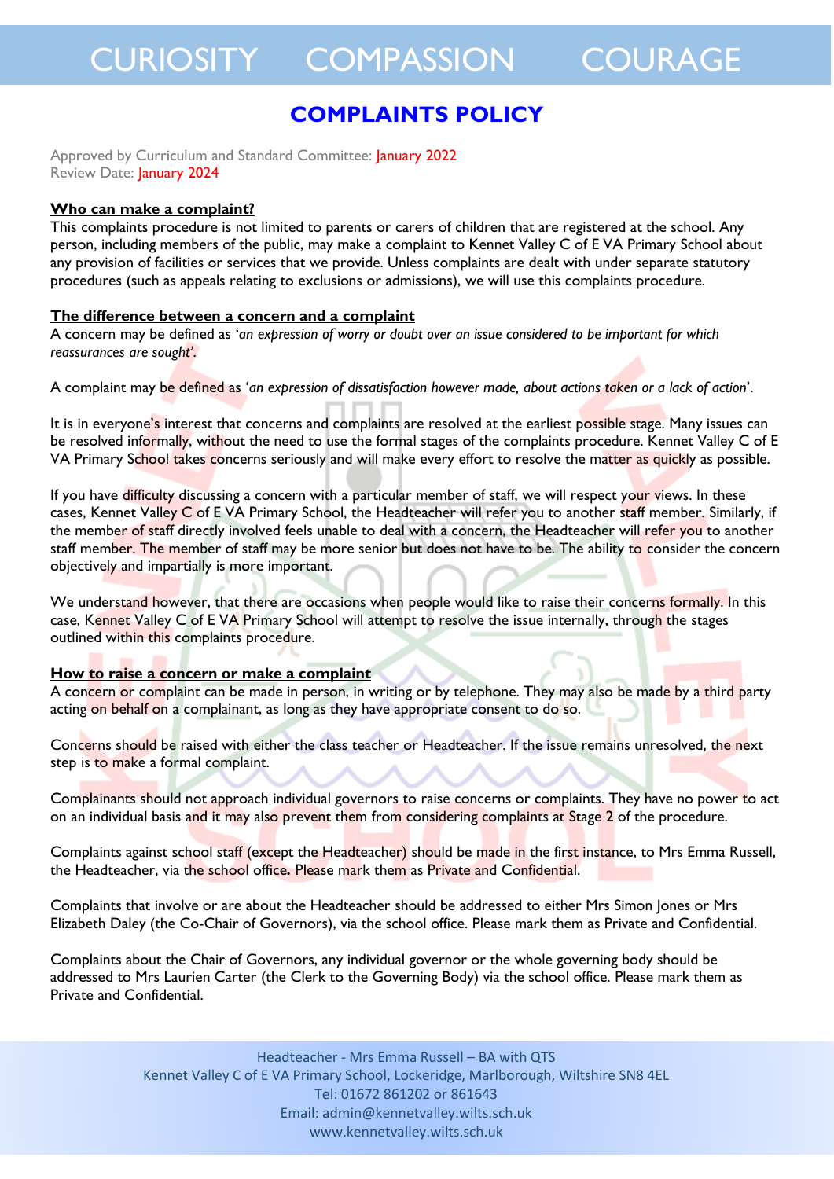CURIOSITY COMPASSION COURAGE

# COMPLAINTS POLICY

Approved by Curriculum and Standard Committee: January 2022
Review Date: January 2024

**Who can make a complaint?**

This complaints procedure is not limited to parents or carers of children that are registered at the school. Any person, including members of the public, may make a complaint to Kennet Valley C of E VA Primary School about any provision of facilities or services that we provide. Unless complaints are dealt with under separate statutory procedures (such as appeals relating to exclusions or admissions), we will use this complaints procedure.

**The difference between a concern and a complaint**

A concern may be defined as '*an expression of worry or doubt over an issue considered to be important for which reassurances are sought*'.

A complaint may be defined as '*an expression of dissatisfaction however made, about actions taken or a lack of action*'.

It is in everyone's interest that concerns and complaints are resolved at the earliest possible stage. Many issues can be resolved informally, without the need to use the formal stages of the complaints procedure. Kennet Valley C of E VA Primary School takes concerns seriously and will make every effort to resolve the matter as quickly as possible.

If you have difficulty discussing a concern with a particular member of staff, we will respect your views. In these cases, Kennet Valley C of E VA Primary School, the Headteacher will refer you to another staff member. Similarly, if the member of staff directly involved feels unable to deal with a concern, the Headteacher will refer you to another staff member. The member of staff may be more senior but does not have to be. The ability to consider the concern objectively and impartially is more important.

We understand however, that there are occasions when people would like to raise their concerns formally. In this case, Kennet Valley C of E VA Primary School will attempt to resolve the issue internally, through the stages outlined within this complaints procedure.

**How to raise a concern or make a complaint**

A concern or complaint can be made in person, in writing or by telephone. They may also be made by a third party acting on behalf on a complainant, as long as they have appropriate consent to do so.

Concerns should be raised with either the class teacher or Headteacher. If the issue remains unresolved, the next step is to make a formal complaint.

Complainants should not approach individual governors to raise concerns or complaints. They have no power to act on an individual basis and it may also prevent them from considering complaints at Stage 2 of the procedure.

Complaints against school staff (except the Headteacher) should be made in the first instance, to Mrs Emma Russell, the Headteacher, via the school office**.** Please mark them as Private and Confidential.

Complaints that involve or are about the Headteacher should be addressed to either Mrs Simon Jones or Mrs Elizabeth Daley (the Co-Chair of Governors), via the school office. Please mark them as Private and Confidential.

Complaints about the Chair of Governors, any individual governor or the whole governing body should be addressed to Mrs Laurien Carter (the Clerk to the Governing Body) via the school office. Please mark them as Private and Confidential.

Headteacher - Mrs Emma Russell – BA with QTS
Kennet Valley C of E VA Primary School, Lockeridge, Marlborough, Wiltshire SN8 4EL
Tel: 01672 861202 or 861643
Email: admin@kennetvalley.wilts.sch.uk
www.kennetvalley.wilts.sch.uk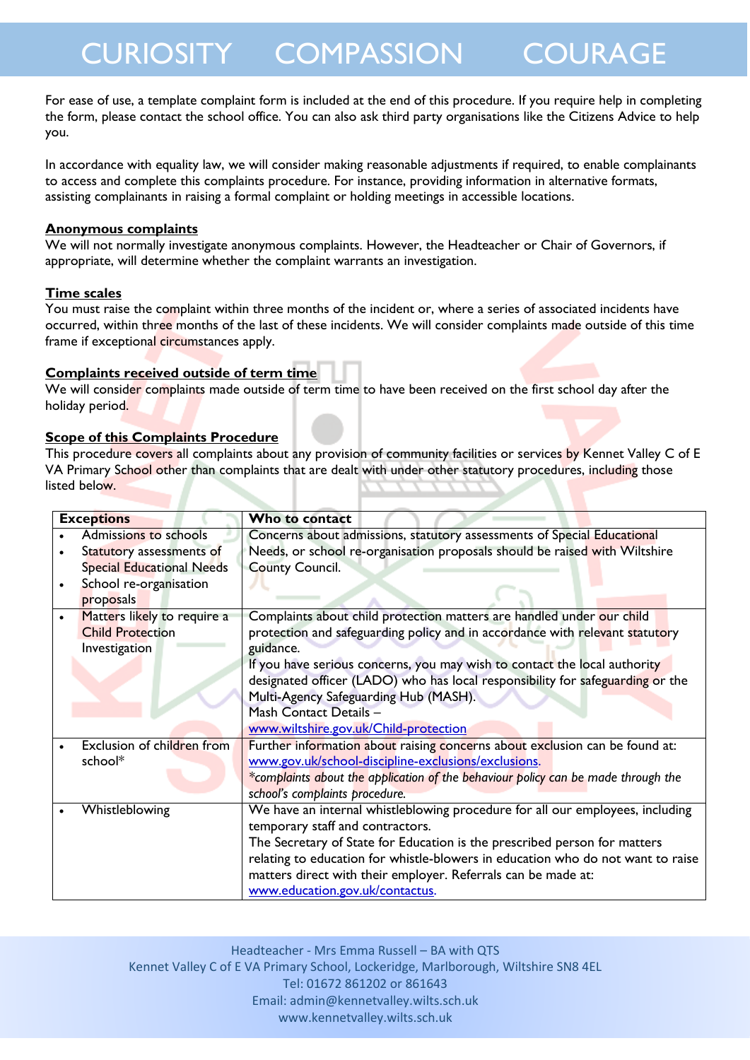For ease of use, a template complaint form is included at the end of this procedure. If you require help in completing the form, please contact the school office. You can also ask third party organisations like the Citizens Advice to help you.

In accordance with equality law, we will consider making reasonable adjustments if required, to enable complainants to access and complete this complaints procedure. For instance, providing information in alternative formats, assisting complainants in raising a formal complaint or holding meetings in accessible locations.

**Anonymous complaints**

We will not normally investigate anonymous complaints. However, the Headteacher or Chair of Governors, if appropriate, will determine whether the complaint warrants an investigation.

**Time scales**

You must raise the complaint within three months of the incident or, where a series of associated incidents have occurred, within three months of the last of these incidents. We will consider complaints made outside of this time frame if exceptional circumstances apply.

**Complaints received outside of term time**

We will consider complaints made outside of term time to have been received on the first school day after the holiday period.

**Scope of this Complaints Procedure**

This procedure covers all complaints about any provision of community facilities or services by Kennet Valley C of E VA Primary School other than complaints that are dealt with under other statutory procedures, including those listed below.

| Exceptions | Who to contact |
|---|---|
| • Admissions to schools<br>• Statutory assessments of Special Educational Needs<br>• School re-organisation proposals | Concerns about admissions, statutory assessments of Special Educational Needs, or school re-organisation proposals should be raised with Wiltshire County Council. |
| • Matters likely to require a Child Protection Investigation | Complaints about child protection matters are handled under our child protection and safeguarding policy and in accordance with relevant statutory guidance.<br>If you have serious concerns, you may wish to contact the local authority designated officer (LADO) who has local responsibility for safeguarding or the Multi-Agency Safeguarding Hub (MASH).<br>Mash Contact Details –<br>www.wiltshire.gov.uk/Child-protection |
| • Exclusion of children from school* | Further information about raising concerns about exclusion can be found at: www.gov.uk/school-discipline-exclusions/exclusions.<br>*\*complaints about the application of the behaviour policy can be made through the school's complaints procedure.* |
| • Whistleblowing | We have an internal whistleblowing procedure for all our employees, including temporary staff and contractors.<br>The Secretary of State for Education is the prescribed person for matters relating to education for whistle-blowers in education who do not want to raise matters direct with their employer. Referrals can be made at: www.education.gov.uk/contactus. |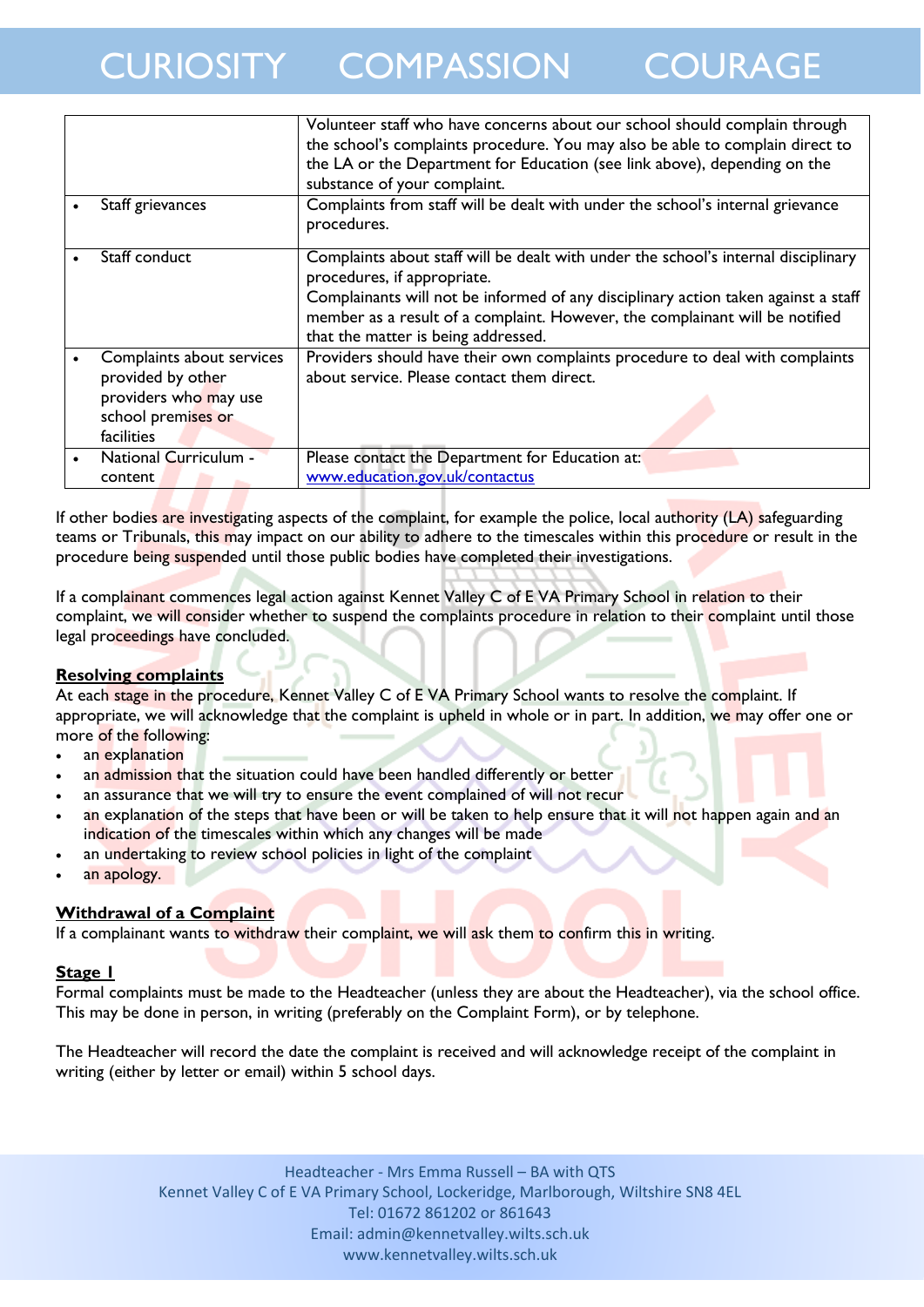| | |
|---|---|
| | Volunteer staff who have concerns about our school should complain through the school's complaints procedure. You may also be able to complain direct to the LA or the Department for Education (see link above), depending on the substance of your complaint. |
| • Staff grievances | Complaints from staff will be dealt with under the school's internal grievance procedures. |
| • Staff conduct | Complaints about staff will be dealt with under the school's internal disciplinary procedures, if appropriate.<br>Complainants will not be informed of any disciplinary action taken against a staff member as a result of a complaint. However, the complainant will be notified that the matter is being addressed. |
| • Complaints about services provided by other providers who may use school premises or facilities | Providers should have their own complaints procedure to deal with complaints about service. Please contact them direct. |
| • National Curriculum - content | Please contact the Department for Education at: www.education.gov.uk/contactus |

If other bodies are investigating aspects of the complaint, for example the police, local authority (LA) safeguarding teams or Tribunals, this may impact on our ability to adhere to the timescales within this procedure or result in the procedure being suspended until those public bodies have completed their investigations.

If a complainant commences legal action against Kennet Valley C of E VA Primary School in relation to their complaint, we will consider whether to suspend the complaints procedure in relation to their complaint until those legal proceedings have concluded.

**Resolving complaints**

At each stage in the procedure, Kennet Valley C of E VA Primary School wants to resolve the complaint. If appropriate, we will acknowledge that the complaint is upheld in whole or in part. In addition, we may offer one or more of the following:

- an explanation
- an admission that the situation could have been handled differently or better
- an assurance that we will try to ensure the event complained of will not recur
- an explanation of the steps that have been or will be taken to help ensure that it will not happen again and an indication of the timescales within which any changes will be made
- an undertaking to review school policies in light of the complaint
- an apology.

**Withdrawal of a Complaint**

If a complainant wants to withdraw their complaint, we will ask them to confirm this in writing.

**Stage 1**

Formal complaints must be made to the Headteacher (unless they are about the Headteacher), via the school office. This may be done in person, in writing (preferably on the Complaint Form), or by telephone.

The Headteacher will record the date the complaint is received and will acknowledge receipt of the complaint in writing (either by letter or email) within 5 school days.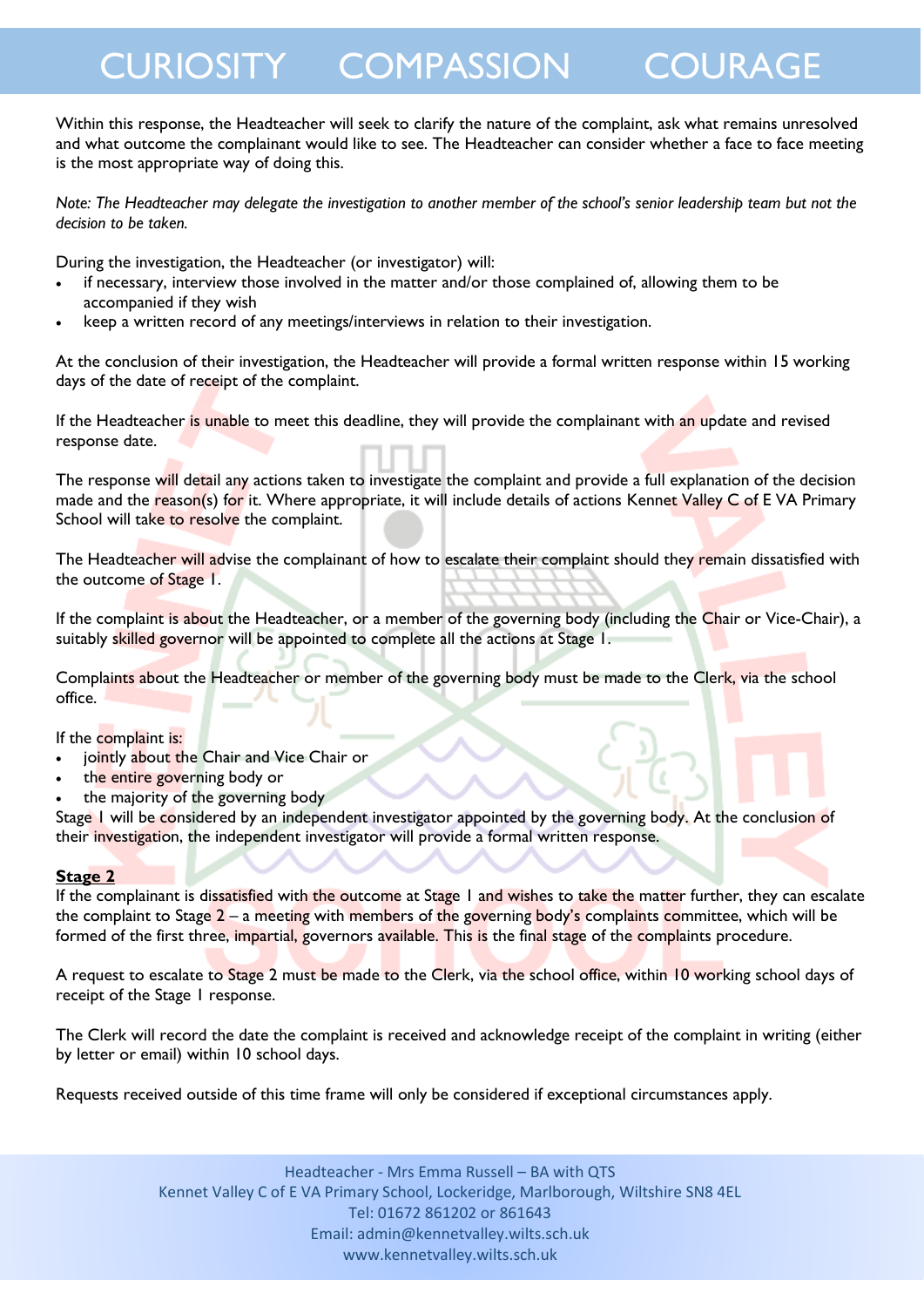Within this response, the Headteacher will seek to clarify the nature of the complaint, ask what remains unresolved and what outcome the complainant would like to see. The Headteacher can consider whether a face to face meeting is the most appropriate way of doing this.

*Note: The Headteacher may delegate the investigation to another member of the school's senior leadership team but not the decision to be taken.*

During the investigation, the Headteacher (or investigator) will:

- if necessary, interview those involved in the matter and/or those complained of, allowing them to be accompanied if they wish
- keep a written record of any meetings/interviews in relation to their investigation.

At the conclusion of their investigation, the Headteacher will provide a formal written response within 15 working days of the date of receipt of the complaint.

If the Headteacher is unable to meet this deadline, they will provide the complainant with an update and revised response date.

The response will detail any actions taken to investigate the complaint and provide a full explanation of the decision made and the reason(s) for it. Where appropriate, it will include details of actions Kennet Valley C of E VA Primary School will take to resolve the complaint.

The Headteacher will advise the complainant of how to escalate their complaint should they remain dissatisfied with the outcome of Stage 1.

If the complaint is about the Headteacher, or a member of the governing body (including the Chair or Vice-Chair), a suitably skilled governor will be appointed to complete all the actions at Stage 1.

Complaints about the Headteacher or member of the governing body must be made to the Clerk, via the school office.

If the complaint is:

- jointly about the Chair and Vice Chair or
- the entire governing body or
- the majority of the governing body

Stage 1 will be considered by an independent investigator appointed by the governing body. At the conclusion of their investigation, the independent investigator will provide a formal written response.

**Stage 2**

If the complainant is dissatisfied with the outcome at Stage 1 and wishes to take the matter further, they can escalate the complaint to Stage 2 – a meeting with members of the governing body's complaints committee, which will be formed of the first three, impartial, governors available. This is the final stage of the complaints procedure.

A request to escalate to Stage 2 must be made to the Clerk, via the school office, within 10 working school days of receipt of the Stage 1 response.

The Clerk will record the date the complaint is received and acknowledge receipt of the complaint in writing (either by letter or email) within 10 school days.

Requests received outside of this time frame will only be considered if exceptional circumstances apply.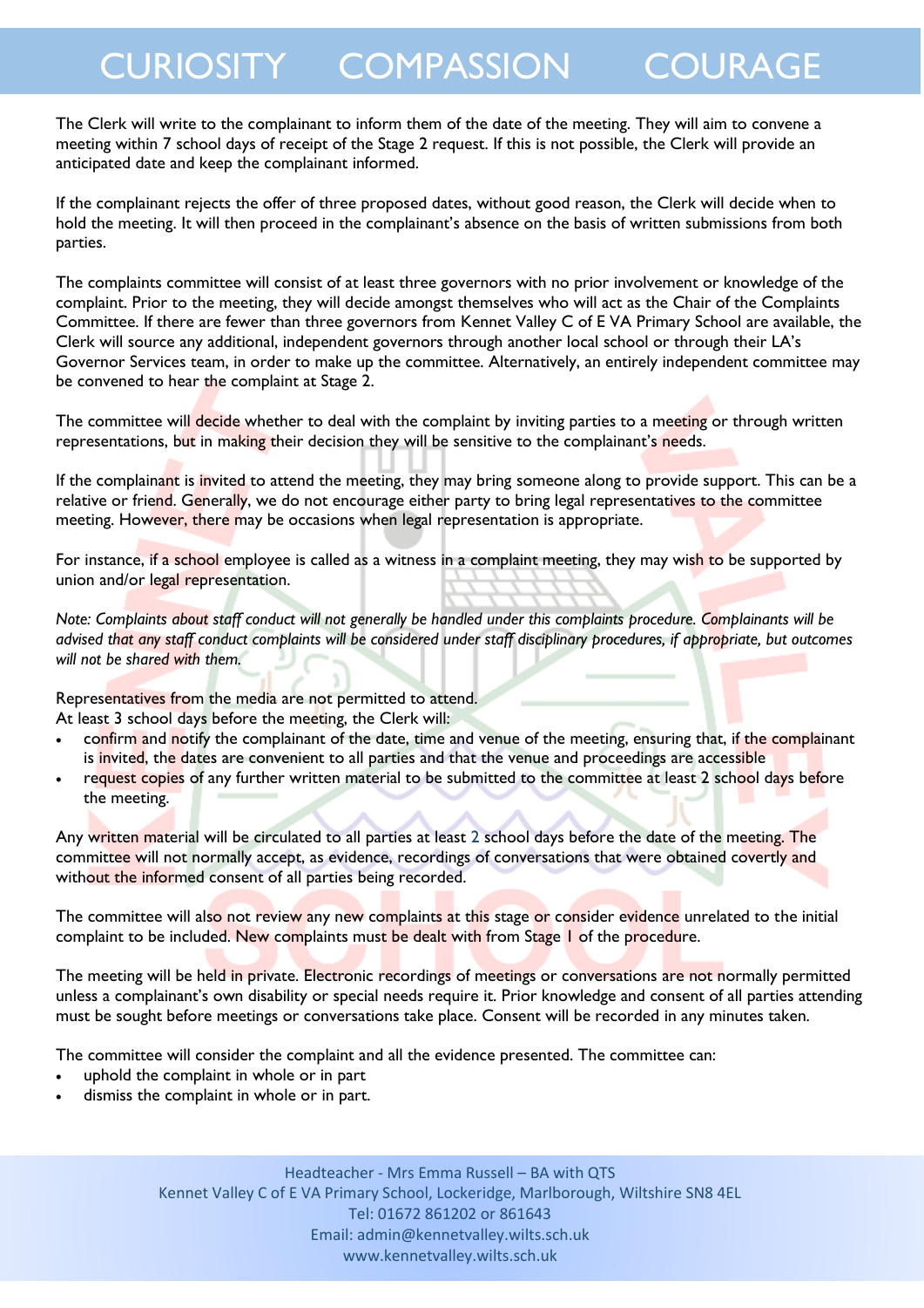The Clerk will write to the complainant to inform them of the date of the meeting. They will aim to convene a meeting within 7 school days of receipt of the Stage 2 request. If this is not possible, the Clerk will provide an anticipated date and keep the complainant informed.

If the complainant rejects the offer of three proposed dates, without good reason, the Clerk will decide when to hold the meeting. It will then proceed in the complainant's absence on the basis of written submissions from both parties.

The complaints committee will consist of at least three governors with no prior involvement or knowledge of the complaint. Prior to the meeting, they will decide amongst themselves who will act as the Chair of the Complaints Committee. If there are fewer than three governors from Kennet Valley C of E VA Primary School are available, the Clerk will source any additional, independent governors through another local school or through their LA's Governor Services team, in order to make up the committee. Alternatively, an entirely independent committee may be convened to hear the complaint at Stage 2.

The committee will decide whether to deal with the complaint by inviting parties to a meeting or through written representations, but in making their decision they will be sensitive to the complainant's needs.

If the complainant is invited to attend the meeting, they may bring someone along to provide support. This can be a relative or friend. Generally, we do not encourage either party to bring legal representatives to the committee meeting. However, there may be occasions when legal representation is appropriate.

For instance, if a school employee is called as a witness in a complaint meeting, they may wish to be supported by union and/or legal representation.

*Note: Complaints about staff conduct will not generally be handled under this complaints procedure. Complainants will be advised that any staff conduct complaints will be considered under staff disciplinary procedures, if appropriate, but outcomes will not be shared with them.*

Representatives from the media are not permitted to attend.
At least 3 school days before the meeting, the Clerk will:

- confirm and notify the complainant of the date, time and venue of the meeting, ensuring that, if the complainant is invited, the dates are convenient to all parties and that the venue and proceedings are accessible
- request copies of any further written material to be submitted to the committee at least 2 school days before the meeting.

Any written material will be circulated to all parties at least 2 school days before the date of the meeting. The committee will not normally accept, as evidence, recordings of conversations that were obtained covertly and without the informed consent of all parties being recorded.

The committee will also not review any new complaints at this stage or consider evidence unrelated to the initial complaint to be included. New complaints must be dealt with from Stage 1 of the procedure.

The meeting will be held in private. Electronic recordings of meetings or conversations are not normally permitted unless a complainant's own disability or special needs require it. Prior knowledge and consent of all parties attending must be sought before meetings or conversations take place. Consent will be recorded in any minutes taken.

The committee will consider the complaint and all the evidence presented. The committee can:

- uphold the complaint in whole or in part
- dismiss the complaint in whole or in part.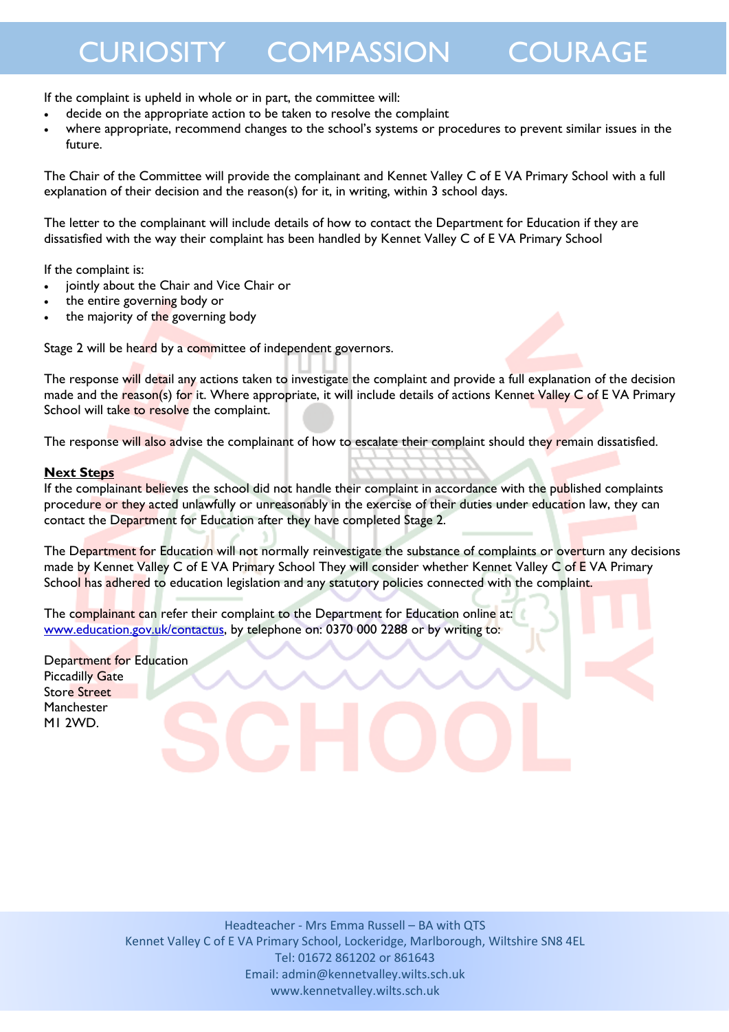If the complaint is upheld in whole or in part, the committee will:

- decide on the appropriate action to be taken to resolve the complaint
- where appropriate, recommend changes to the school's systems or procedures to prevent similar issues in the future.

The Chair of the Committee will provide the complainant and Kennet Valley C of E VA Primary School with a full explanation of their decision and the reason(s) for it, in writing, within 3 school days.

The letter to the complainant will include details of how to contact the Department for Education if they are dissatisfied with the way their complaint has been handled by Kennet Valley C of E VA Primary School

If the complaint is:

- jointly about the Chair and Vice Chair or
- the entire governing body or
- the majority of the governing body

Stage 2 will be heard by a committee of independent governors.

The response will detail any actions taken to investigate the complaint and provide a full explanation of the decision made and the reason(s) for it. Where appropriate, it will include details of actions Kennet Valley C of E VA Primary School will take to resolve the complaint.

The response will also advise the complainant of how to escalate their complaint should they remain dissatisfied.

**Next Steps**

If the complainant believes the school did not handle their complaint in accordance with the published complaints procedure or they acted unlawfully or unreasonably in the exercise of their duties under education law, they can contact the Department for Education after they have completed Stage 2.

The Department for Education will not normally reinvestigate the substance of complaints or overturn any decisions made by Kennet Valley C of E VA Primary School They will consider whether Kennet Valley C of E VA Primary School has adhered to education legislation and any statutory policies connected with the complaint.

The complainant can refer their complaint to the Department for Education online at: [www.education.gov.uk/contactus](www.education.gov.uk/contactus), by telephone on: 0370 000 2288 or by writing to:

Department for Education
Piccadilly Gate
Store Street
Manchester
M1 2WD.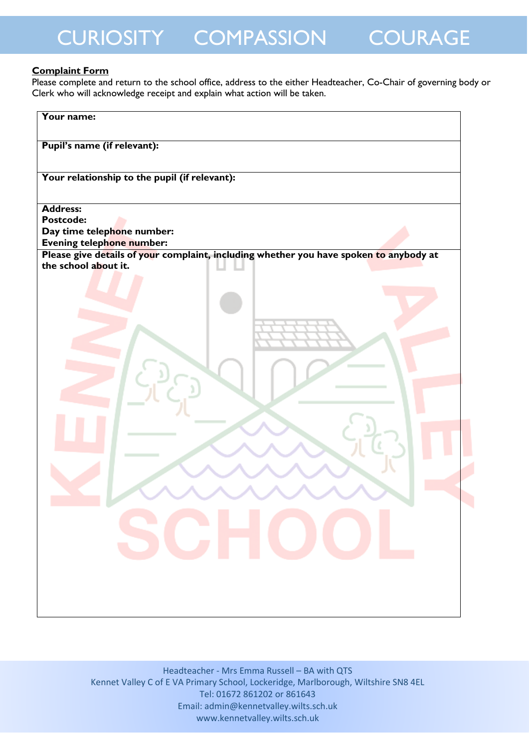**Complaint Form**

Please complete and return to the school office, address to the either Headteacher, Co-Chair of governing body or Clerk who will acknowledge receipt and explain what action will be taken.

| **Your name:** |
|---|
| **Pupil's name (if relevant):** |
| **Your relationship to the pupil (if relevant):** |
| **Address:**<br>**Postcode:**<br>**Day time telephone number:**<br>**Evening telephone number:** |
| **Please give details of your complaint, including whether you have spoken to anybody at the school about it.** |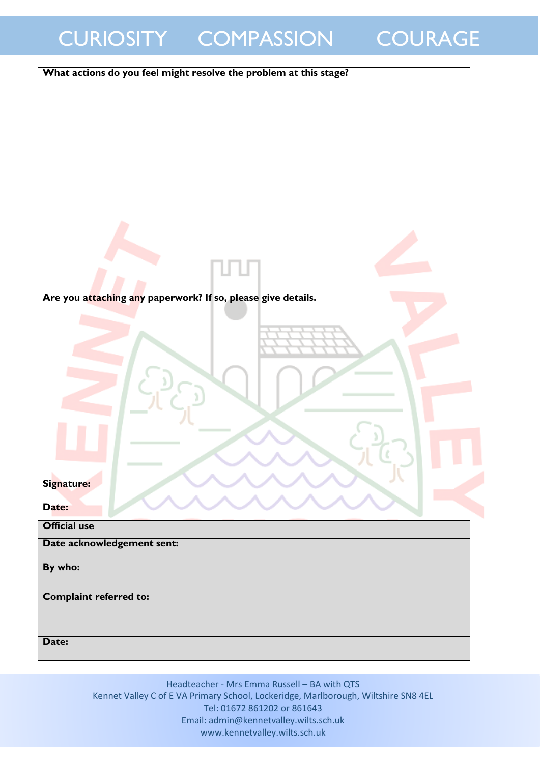| What actions do you feel might resolve the problem at this stage? |
| --- |
| |
| **Are you attaching any paperwork? If so, please give details.** |
| |
| **Signature:**<br><br>**Date:** |
| **Official use** |
| **Date acknowledgement sent:** |
| **By who:** |
| **Complaint referred to:** |
| **Date:** |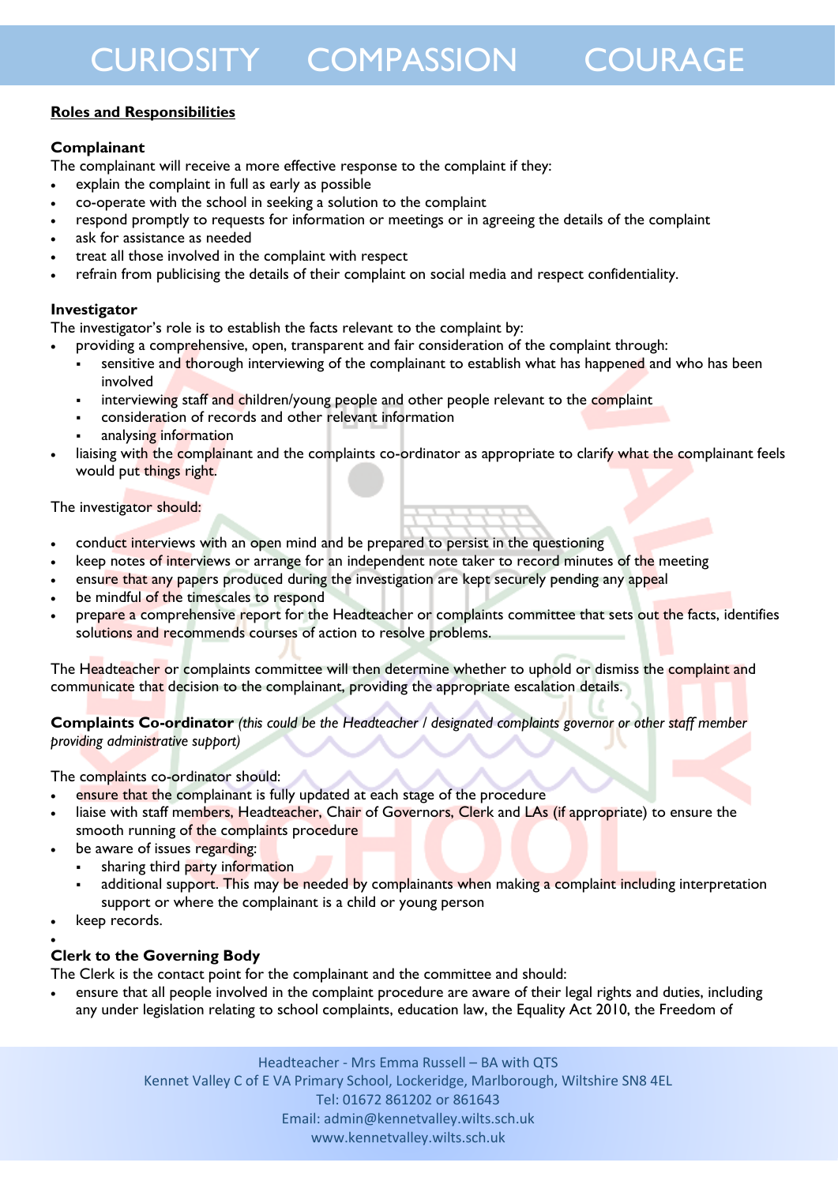**Roles and Responsibilities**

**Complainant**

The complainant will receive a more effective response to the complaint if they:

- explain the complaint in full as early as possible
- co-operate with the school in seeking a solution to the complaint
- respond promptly to requests for information or meetings or in agreeing the details of the complaint
- ask for assistance as needed
- treat all those involved in the complaint with respect
- refrain from publicising the details of their complaint on social media and respect confidentiality.

**Investigator**

The investigator's role is to establish the facts relevant to the complaint by:

- providing a comprehensive, open, transparent and fair consideration of the complaint through:
  - sensitive and thorough interviewing of the complainant to establish what has happened and who has been involved
  - interviewing staff and children/young people and other people relevant to the complaint
  - consideration of records and other relevant information
  - analysing information
- liaising with the complainant and the complaints co-ordinator as appropriate to clarify what the complainant feels would put things right.

The investigator should:

- conduct interviews with an open mind and be prepared to persist in the questioning
- keep notes of interviews or arrange for an independent note taker to record minutes of the meeting
- ensure that any papers produced during the investigation are kept securely pending any appeal
- be mindful of the timescales to respond
- prepare a comprehensive report for the Headteacher or complaints committee that sets out the facts, identifies solutions and recommends courses of action to resolve problems.

The Headteacher or complaints committee will then determine whether to uphold or dismiss the complaint and communicate that decision to the complainant, providing the appropriate escalation details.

**Complaints Co-ordinator** *(this could be the Headteacher / designated complaints governor or other staff member providing administrative support)*

The complaints co-ordinator should:

- ensure that the complainant is fully updated at each stage of the procedure
- liaise with staff members, Headteacher, Chair of Governors, Clerk and LAs (if appropriate) to ensure the smooth running of the complaints procedure
- be aware of issues regarding:
  - sharing third party information
  - additional support. This may be needed by complainants when making a complaint including interpretation support or where the complainant is a child or young person
- keep records.

**Clerk to the Governing Body**

The Clerk is the contact point for the complainant and the committee and should:

- ensure that all people involved in the complaint procedure are aware of their legal rights and duties, including any under legislation relating to school complaints, education law, the Equality Act 2010, the Freedom of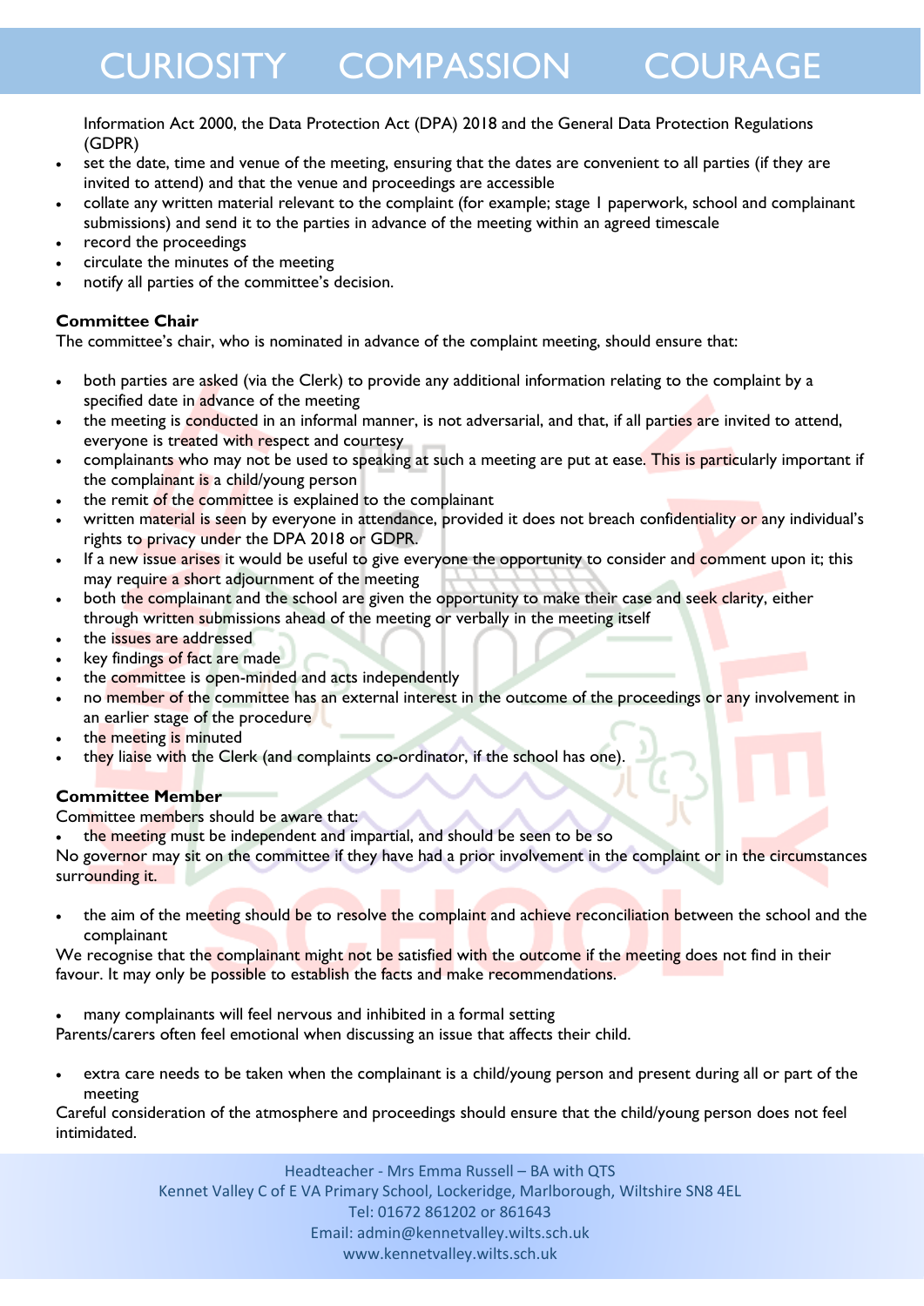Information Act 2000, the Data Protection Act (DPA) 2018 and the General Data Protection Regulations (GDPR)

- set the date, time and venue of the meeting, ensuring that the dates are convenient to all parties (if they are invited to attend) and that the venue and proceedings are accessible
- collate any written material relevant to the complaint (for example; stage 1 paperwork, school and complainant submissions) and send it to the parties in advance of the meeting within an agreed timescale
- record the proceedings
- circulate the minutes of the meeting
- notify all parties of the committee's decision.

**Committee Chair**

The committee's chair, who is nominated in advance of the complaint meeting, should ensure that:

- both parties are asked (via the Clerk) to provide any additional information relating to the complaint by a specified date in advance of the meeting
- the meeting is conducted in an informal manner, is not adversarial, and that, if all parties are invited to attend, everyone is treated with respect and courtesy
- complainants who may not be used to speaking at such a meeting are put at ease. This is particularly important if the complainant is a child/young person
- the remit of the committee is explained to the complainant
- written material is seen by everyone in attendance, provided it does not breach confidentiality or any individual's rights to privacy under the DPA 2018 or GDPR.
- If a new issue arises it would be useful to give everyone the opportunity to consider and comment upon it; this may require a short adjournment of the meeting
- both the complainant and the school are given the opportunity to make their case and seek clarity, either through written submissions ahead of the meeting or verbally in the meeting itself
- the issues are addressed
- key findings of fact are made
- the committee is open-minded and acts independently
- no member of the committee has an external interest in the outcome of the proceedings or any involvement in an earlier stage of the procedure
- the meeting is minuted
- they liaise with the Clerk (and complaints co-ordinator, if the school has one).

**Committee Member**

Committee members should be aware that:

- the meeting must be independent and impartial, and should be seen to be so

No governor may sit on the committee if they have had a prior involvement in the complaint or in the circumstances surrounding it.

- the aim of the meeting should be to resolve the complaint and achieve reconciliation between the school and the complainant

We recognise that the complainant might not be satisfied with the outcome if the meeting does not find in their favour. It may only be possible to establish the facts and make recommendations.

- many complainants will feel nervous and inhibited in a formal setting

Parents/carers often feel emotional when discussing an issue that affects their child.

- extra care needs to be taken when the complainant is a child/young person and present during all or part of the meeting

Careful consideration of the atmosphere and proceedings should ensure that the child/young person does not feel intimidated.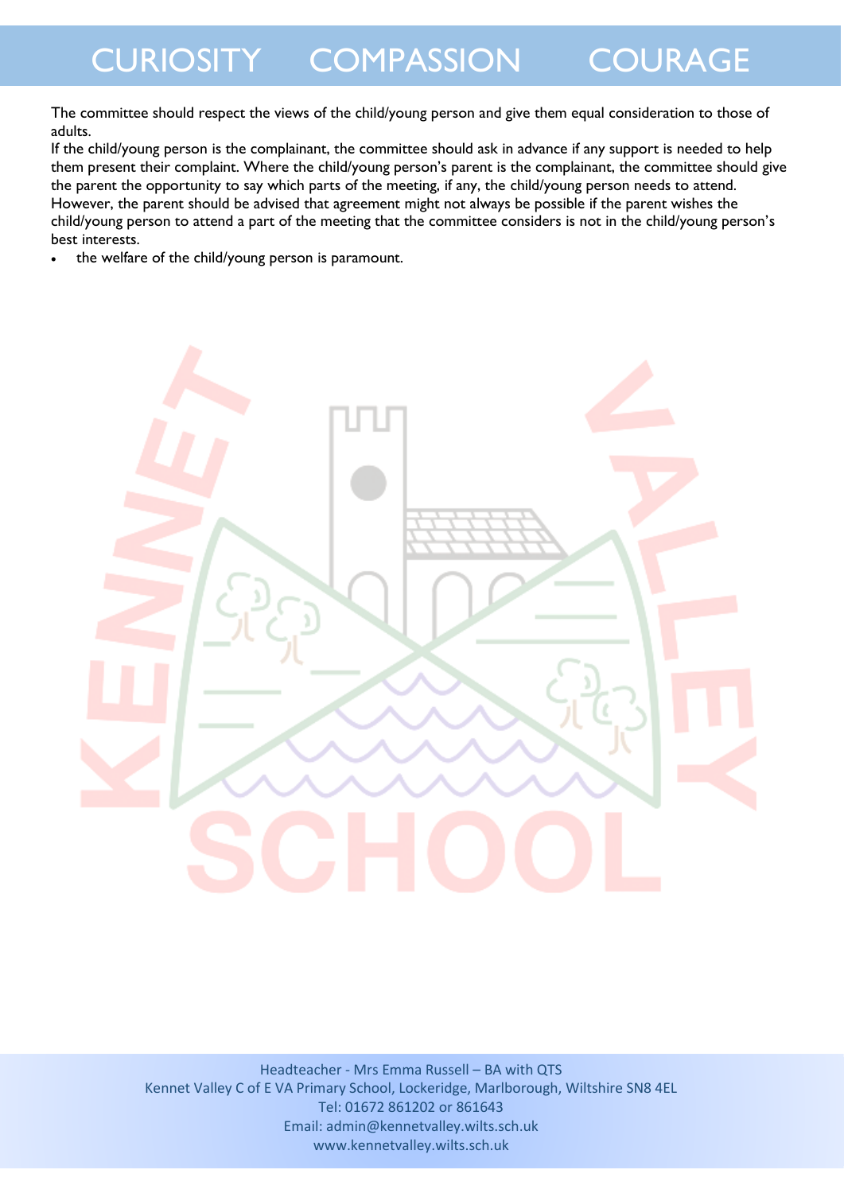The committee should respect the views of the child/young person and give them equal consideration to those of adults.

If the child/young person is the complainant, the committee should ask in advance if any support is needed to help them present their complaint. Where the child/young person's parent is the complainant, the committee should give the parent the opportunity to say which parts of the meeting, if any, the child/young person needs to attend. However, the parent should be advised that agreement might not always be possible if the parent wishes the child/young person to attend a part of the meeting that the committee considers is not in the child/young person's best interests.

- the welfare of the child/young person is paramount.